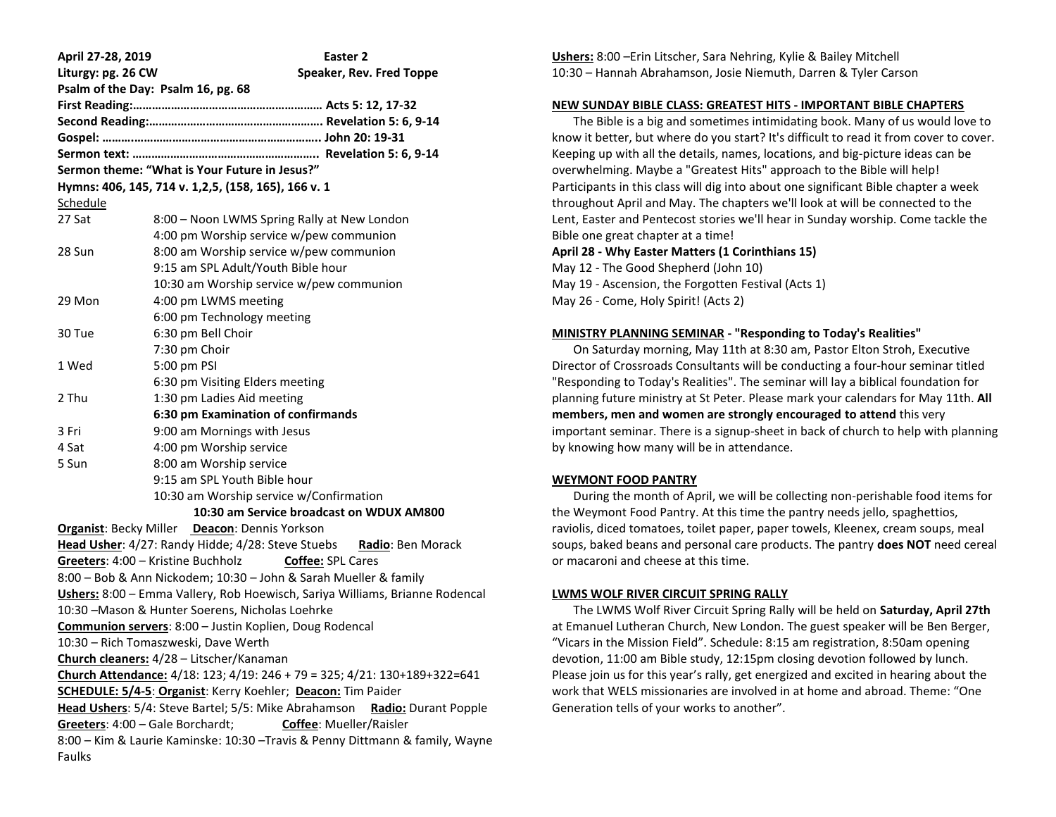**April 27-28, 2019** **Easter 2**

**Liturgy: pg. 26 CW** **Speaker, Rev. Fred Toppe**

**Psalm of the Day: Psalm 16, pg. 68**

**First Reading:…………………………………………………… Acts 5: 12, 17-32**

**Second Reading:……………………………………………….. Revelation 5: 6, 9-14**

**Gospel: ……..…………………………………………………... John 20: 19-31**

**Sermon text: …………………………………………………. Revelation 5: 6, 9-14**

**Sermon theme: "What is Your Future in Jesus?"**

**Hymns: 406, 145, 714 v. 1,2,5, (158, 165), 166 v. 1**

Schedule

| | |
|---|---|
| 27 Sat | 8:00 – Noon LWMS Spring Rally at New London |
| | 4:00 pm Worship service w/pew communion |
| 28 Sun | 8:00 am Worship service w/pew communion |
| | 9:15 am SPL Adult/Youth Bible hour |
| | 10:30 am Worship service w/pew communion |
| 29 Mon | 4:00 pm LWMS meeting |
| | 6:00 pm Technology meeting |
| 30 Tue | 6:30 pm Bell Choir |
| | 7:30 pm Choir |
| 1 Wed | 5:00 pm PSI |
| | 6:30 pm Visiting Elders meeting |
| 2 Thu | 1:30 pm Ladies Aid meeting |
| | **6:30 pm Examination of confirmands** |
| 3 Fri | 9:00 am Mornings with Jesus |
| 4 Sat | 4:00 pm Worship service |
| 5 Sun | 8:00 am Worship service |
| | 9:15 am SPL Youth Bible hour |
| | 10:30 am Worship service w/Confirmation |

**10:30 am Service broadcast on WDUX AM800**

**Organist**: Becky Miller **Deacon**: Dennis Yorkson

**Head Usher**: 4/27: Randy Hidde; 4/28: Steve Stuebs **Radio**: Ben Morack

**Greeters**: 4:00 – Kristine Buchholz **Coffee:** SPL Cares

8:00 – Bob & Ann Nickodem; 10:30 – John & Sarah Mueller & family

**Ushers:** 8:00 – Emma Vallery, Rob Hoewisch, Sariya Williams, Brianne Rodencal

10:30 –Mason & Hunter Soerens, Nicholas Loehrke

**Communion servers**: 8:00 – Justin Koplien, Doug Rodencal

10:30 – Rich Tomaszweski, Dave Werth

**Church cleaners:** 4/28 – Litscher/Kanaman

**Church Attendance:** 4/18: 123; 4/19: 246 + 79 = 325; 4/21: 130+189+322=641

**SCHEDULE: 5/4-5**: **Organist**: Kerry Koehler; **Deacon:** Tim Paider

**Head Ushers**: 5/4: Steve Bartel; 5/5: Mike Abrahamson **Radio:** Durant Popple

**Greeters**: 4:00 – Gale Borchardt; **Coffee**: Mueller/Raisler

8:00 – Kim & Laurie Kaminske: 10:30 –Travis & Penny Dittmann & family, Wayne Faulks

**Ushers:** 8:00 –Erin Litscher, Sara Nehring, Kylie & Bailey Mitchell

10:30 – Hannah Abrahamson, Josie Niemuth, Darren & Tyler Carson

## NEW SUNDAY BIBLE CLASS: GREATEST HITS - IMPORTANT BIBLE CHAPTERS

The Bible is a big and sometimes intimidating book. Many of us would love to know it better, but where do you start? It's difficult to read it from cover to cover. Keeping up with all the details, names, locations, and big-picture ideas can be overwhelming. Maybe a "Greatest Hits" approach to the Bible will help! Participants in this class will dig into about one significant Bible chapter a week throughout April and May. The chapters we'll look at will be connected to the Lent, Easter and Pentecost stories we'll hear in Sunday worship. Come tackle the Bible one great chapter at a time!

**April 28 - Why Easter Matters (1 Corinthians 15)**

May 12 - The Good Shepherd (John 10)

May 19 - Ascension, the Forgotten Festival (Acts 1)

May 26 - Come, Holy Spirit! (Acts 2)

## MINISTRY PLANNING SEMINAR - "Responding to Today's Realities"

On Saturday morning, May 11th at 8:30 am, Pastor Elton Stroh, Executive Director of Crossroads Consultants will be conducting a four-hour seminar titled "Responding to Today's Realities". The seminar will lay a biblical foundation for planning future ministry at St Peter. Please mark your calendars for May 11th. **All members, men and women are strongly encouraged to attend** this very important seminar. There is a signup-sheet in back of church to help with planning by knowing how many will be in attendance.

## WEYMONT FOOD PANTRY

During the month of April, we will be collecting non-perishable food items for the Weymont Food Pantry. At this time the pantry needs jello, spaghettios, raviolis, diced tomatoes, toilet paper, paper towels, Kleenex, cream soups, meal soups, baked beans and personal care products. The pantry **does NOT** need cereal or macaroni and cheese at this time.

## LWMS WOLF RIVER CIRCUIT SPRING RALLY

The LWMS Wolf River Circuit Spring Rally will be held on **Saturday, April 27th** at Emanuel Lutheran Church, New London. The guest speaker will be Ben Berger, "Vicars in the Mission Field". Schedule: 8:15 am registration, 8:50am opening devotion, 11:00 am Bible study, 12:15pm closing devotion followed by lunch. Please join us for this year's rally, get energized and excited in hearing about the work that WELS missionaries are involved in at home and abroad. Theme: "One Generation tells of your works to another".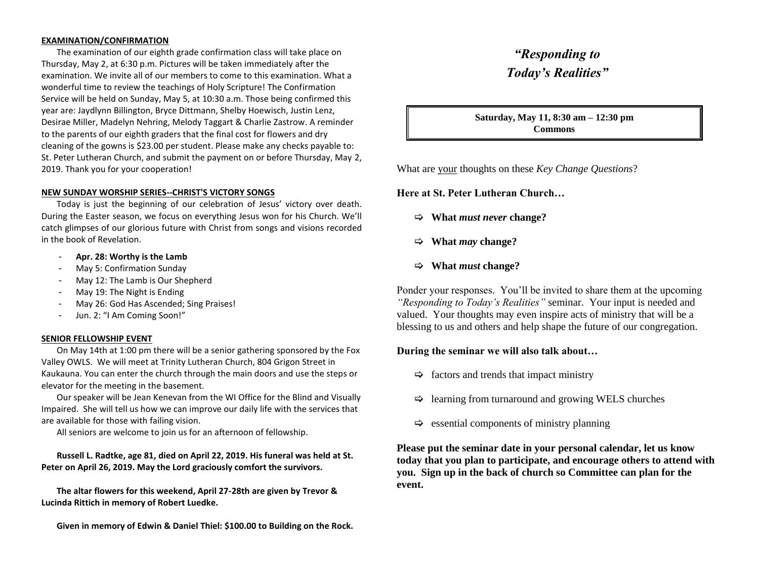## EXAMINATION/CONFIRMATION

The examination of our eighth grade confirmation class will take place on Thursday, May 2, at 6:30 p.m. Pictures will be taken immediately after the examination. We invite all of our members to come to this examination. What a wonderful time to review the teachings of Holy Scripture! The Confirmation Service will be held on Sunday, May 5, at 10:30 a.m. Those being confirmed this year are: Jaydlynn Billington, Bryce Dittmann, Shelby Hoewisch, Justin Lenz, Desirae Miller, Madelyn Nehring, Melody Taggart & Charlie Zastrow. A reminder to the parents of our eighth graders that the final cost for flowers and dry cleaning of the gowns is $23.00 per student. Please make any checks payable to: St. Peter Lutheran Church, and submit the payment on or before Thursday, May 2, 2019. Thank you for your cooperation!

## NEW SUNDAY WORSHIP SERIES--CHRIST'S VICTORY SONGS

Today is just the beginning of our celebration of Jesus' victory over death. During the Easter season, we focus on everything Jesus won for his Church. We'll catch glimpses of our glorious future with Christ from songs and visions recorded in the book of Revelation.

- **Apr. 28: Worthy is the Lamb**
- May 5: Confirmation Sunday
- May 12: The Lamb is Our Shepherd
- May 19: The Night is Ending
- May 26: God Has Ascended; Sing Praises!
- Jun. 2: "I Am Coming Soon!"

## SENIOR FELLOWSHIP EVENT

On May 14th at 1:00 pm there will be a senior gathering sponsored by the Fox Valley OWLS. We will meet at Trinity Lutheran Church, 804 Grigon Street in Kaukauna. You can enter the church through the main doors and use the steps or elevator for the meeting in the basement.

Our speaker will be Jean Kenevan from the WI Office for the Blind and Visually Impaired. She will tell us how we can improve our daily life with the services that are available for those with failing vision.

All seniors are welcome to join us for an afternoon of fellowship.

**Russell L. Radtke, age 81, died on April 22, 2019. His funeral was held at St. Peter on April 26, 2019. May the Lord graciously comfort the survivors.**

**The altar flowers for this weekend, April 27-28th are given by Trevor & Lucinda Rittich in memory of Robert Luedke.**

**Given in memory of Edwin & Daniel Thiel: $100.00 to Building on the Rock.**

# *"Responding to Today's Realities"*

**Saturday, May 11, 8:30 am – 12:30 pm**
**Commons**

What are your thoughts on these *Key Change Questions*?

**Here at St. Peter Lutheran Church…**

- ⇨ **What *must never* change?**
- ⇨ **What *may* change?**
- ⇨ **What *must* change?**

Ponder your responses. You'll be invited to share them at the upcoming *"Responding to Today's Realities"* seminar. Your input is needed and valued. Your thoughts may even inspire acts of ministry that will be a blessing to us and others and help shape the future of our congregation.

**During the seminar we will also talk about…**

- ⇨ factors and trends that impact ministry
- ⇨ learning from turnaround and growing WELS churches
- ⇨ essential components of ministry planning

**Please put the seminar date in your personal calendar, let us know today that you plan to participate, and encourage others to attend with you. Sign up in the back of church so Committee can plan for the event.**